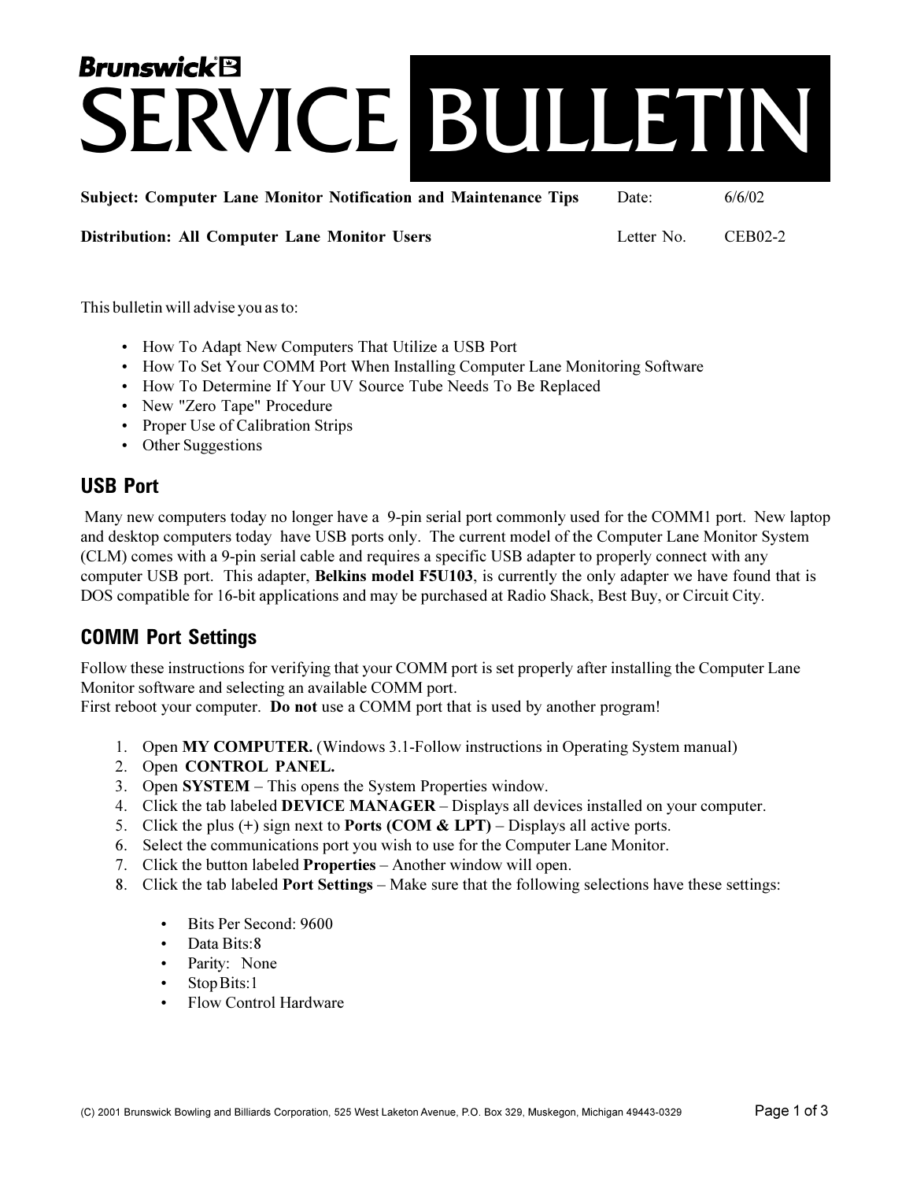# Brunswick SERVICE BULLETIN

**Subject: Computer Lane Monitor Notification and Maintenance Tips** Date: 6/6/02

**Distribution: All Computer Lane Monitor Users** Letter No. CEB02-2

This bulletin will advise you as to:

- How To Adapt New Computers That Utilize a USB Port
- How To Set Your COMM Port When Installing Computer Lane Monitoring Software
- How To Determine If Your UV Source Tube Needs To Be Replaced
- New "Zero Tape" Procedure
- Proper Use of Calibration Strips
- Other Suggestions

## USB Port

Many new computers today no longer have a 9-pin serial port commonly used for the COMM1 port. New laptop and desktop computers today have USB ports only. The current model of the Computer Lane Monitor System (CLM) comes with a 9-pin serial cable and requires a specific USB adapter to properly connect with any computer USB port. This adapter, **Belkins model F5U103**, is currently the only adapter we have found that is DOS compatible for 16-bit applications and may be purchased at Radio Shack, Best Buy, or Circuit City.

## COMM Port Settings

Follow these instructions for verifying that your COMM port is set properly after installing the Computer Lane Monitor software and selecting an available COMM port.
First reboot your computer. **Do not** use a COMM port that is used by another program!

1. Open **MY COMPUTER.** (Windows 3.1-Follow instructions in Operating System manual)
2. Open **CONTROL PANEL.**
3. Open **SYSTEM** – This opens the System Properties window.
4. Click the tab labeled **DEVICE MANAGER** – Displays all devices installed on your computer.
5. Click the plus (+) sign next to **Ports (COM & LPT)** – Displays all active ports.
6. Select the communications port you wish to use for the Computer Lane Monitor.
7. Click the button labeled **Properties** – Another window will open.
8. Click the tab labeled **Port Settings** – Make sure that the following selections have these settings:

   - Bits Per Second: 9600
   - Data Bits:8
   - Parity: None
   - Stop Bits:1
   - Flow Control Hardware

(C) 2001 Brunswick Bowling and Billiards Corporation, 525 West Laketon Avenue, P.O. Box 329, Muskegon, Michigan 49443-0329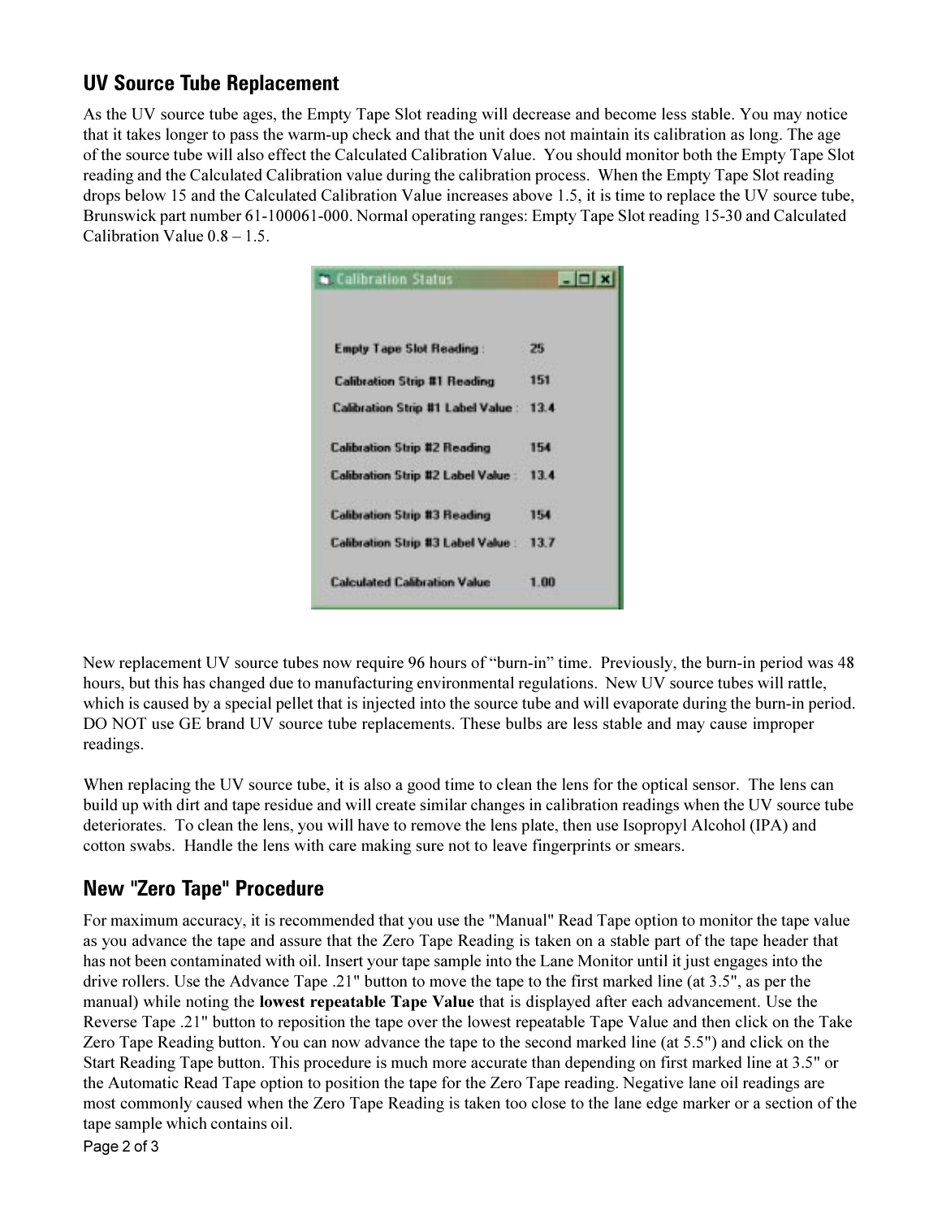## UV Source Tube Replacement

As the UV source tube ages, the Empty Tape Slot reading will decrease and become less stable. You may notice that it takes longer to pass the warm-up check and that the unit does not maintain its calibration as long. The age of the source tube will also effect the Calculated Calibration Value. You should monitor both the Empty Tape Slot reading and the Calculated Calibration value during the calibration process. When the Empty Tape Slot reading drops below 15 and the Calculated Calibration Value increases above 1.5, it is time to replace the UV source tube, Brunswick part number 61-100061-000. Normal operating ranges: Empty Tape Slot reading 15-30 and Calculated Calibration Value 0.8 – 1.5.

**Calibration Status**

| | |
|---|---|
| Empty Tape Slot Reading : | 25 |
| Calibration Strip #1 Reading | 151 |
| Calibration Strip #1 Label Value : | 13.4 |
| Calibration Strip #2 Reading | 154 |
| Calibration Strip #2 Label Value : | 13.4 |
| Calibration Strip #3 Reading | 154 |
| Calibration Strip #3 Label Value : | 13.7 |
| Calculated Calibration Value | 1.00 |

New replacement UV source tubes now require 96 hours of "burn-in" time. Previously, the burn-in period was 48 hours, but this has changed due to manufacturing environmental regulations. New UV source tubes will rattle, which is caused by a special pellet that is injected into the source tube and will evaporate during the burn-in period. DO NOT use GE brand UV source tube replacements. These bulbs are less stable and may cause improper readings.

When replacing the UV source tube, it is also a good time to clean the lens for the optical sensor. The lens can build up with dirt and tape residue and will create similar changes in calibration readings when the UV source tube deteriorates. To clean the lens, you will have to remove the lens plate, then use Isopropyl Alcohol (IPA) and cotton swabs. Handle the lens with care making sure not to leave fingerprints or smears.

## New "Zero Tape" Procedure

For maximum accuracy, it is recommended that you use the "Manual" Read Tape option to monitor the tape value as you advance the tape and assure that the Zero Tape Reading is taken on a stable part of the tape header that has not been contaminated with oil. Insert your tape sample into the Lane Monitor until it just engages into the drive rollers. Use the Advance Tape .21" button to move the tape to the first marked line (at 3.5", as per the manual) while noting the **lowest repeatable Tape Value** that is displayed after each advancement. Use the Reverse Tape .21" button to reposition the tape over the lowest repeatable Tape Value and then click on the Take Zero Tape Reading button. You can now advance the tape to the second marked line (at 5.5") and click on the Start Reading Tape button. This procedure is much more accurate than depending on first marked line at 3.5" or the Automatic Read Tape option to position the tape for the Zero Tape reading. Negative lane oil readings are most commonly caused when the Zero Tape Reading is taken too close to the lane edge marker or a section of the tape sample which contains oil.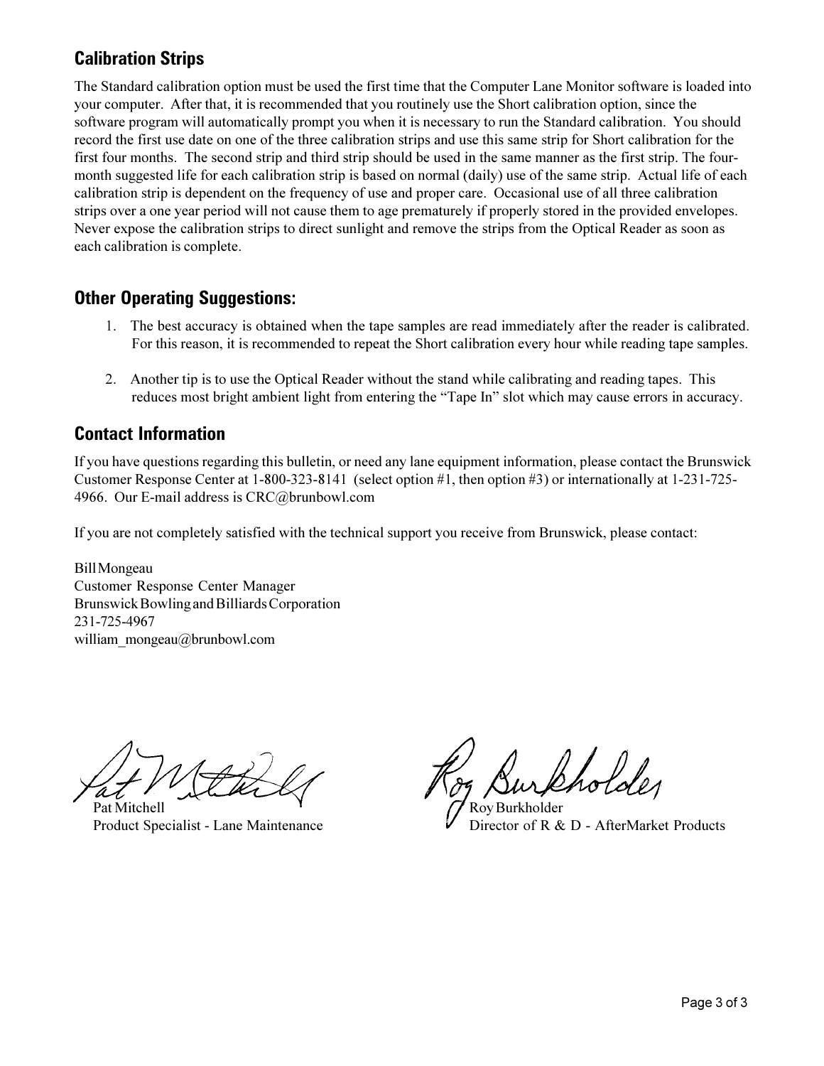## Calibration Strips

The Standard calibration option must be used the first time that the Computer Lane Monitor software is loaded into your computer. After that, it is recommended that you routinely use the Short calibration option, since the software program will automatically prompt you when it is necessary to run the Standard calibration. You should record the first use date on one of the three calibration strips and use this same strip for Short calibration for the first four months. The second strip and third strip should be used in the same manner as the first strip. The four-month suggested life for each calibration strip is based on normal (daily) use of the same strip. Actual life of each calibration strip is dependent on the frequency of use and proper care. Occasional use of all three calibration strips over a one year period will not cause them to age prematurely if properly stored in the provided envelopes. Never expose the calibration strips to direct sunlight and remove the strips from the Optical Reader as soon as each calibration is complete.

## Other Operating Suggestions:

1. The best accuracy is obtained when the tape samples are read immediately after the reader is calibrated. For this reason, it is recommended to repeat the Short calibration every hour while reading tape samples.

2. Another tip is to use the Optical Reader without the stand while calibrating and reading tapes. This reduces most bright ambient light from entering the "Tape In" slot which may cause errors in accuracy.

## Contact Information

If you have questions regarding this bulletin, or need any lane equipment information, please contact the Brunswick Customer Response Center at 1-800-323-8141 (select option #1, then option #3) or internationally at 1-231-725-4966. Our E-mail address is CRC@brunbowl.com

If you are not completely satisfied with the technical support you receive from Brunswick, please contact:

Bill Mongeau
Customer Response Center Manager
Brunswick Bowling and Billiards Corporation
231-725-4967
william_mongeau@brunbowl.com

Pat Mitchell
Product Specialist - Lane Maintenance

Roy Burkholder
Director of R & D - AfterMarket Products